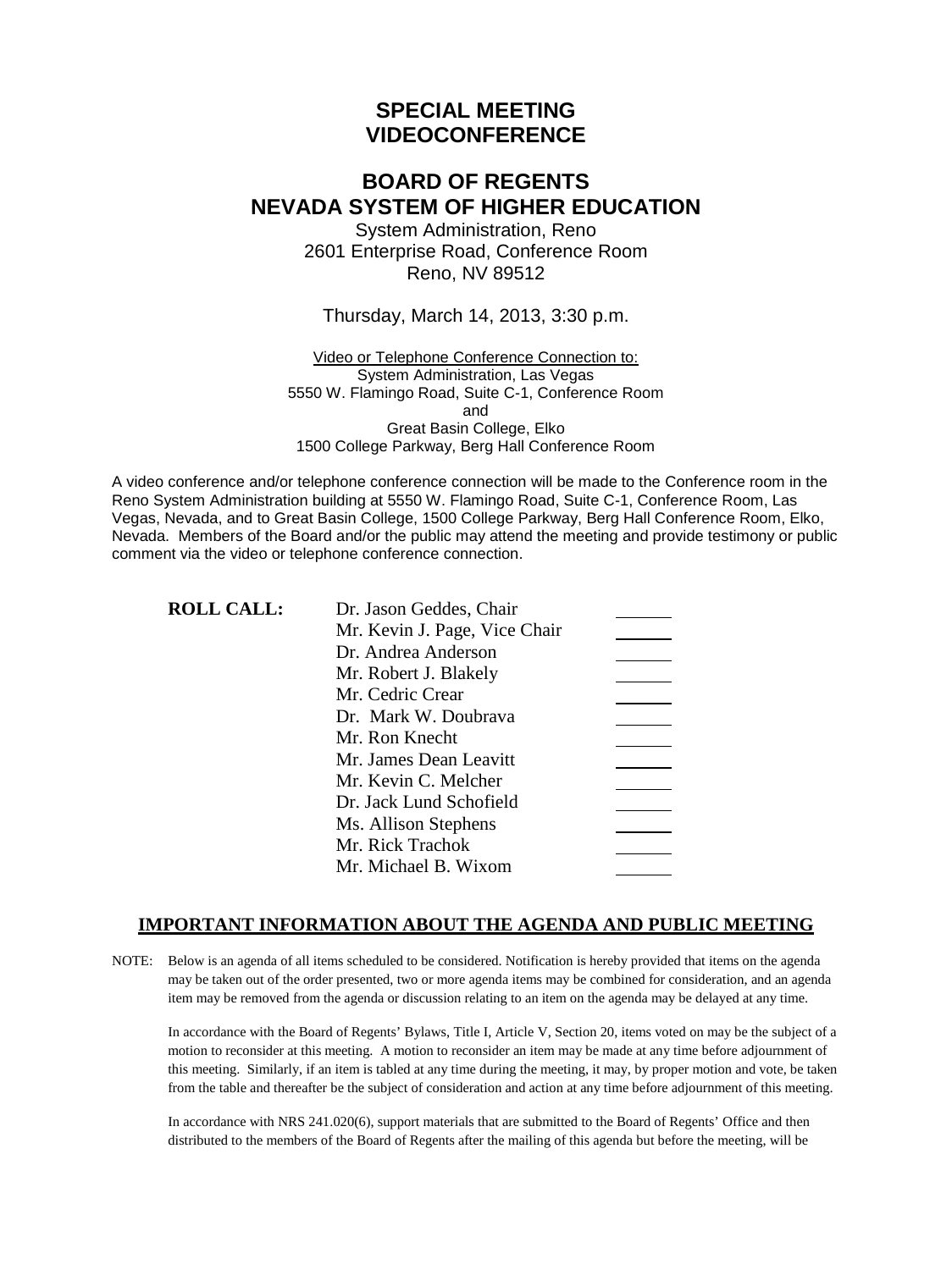# SPECIAL MEETING
# VIDEOCONFERENCE

## BOARD OF REGENTS
## NEVADA SYSTEM OF HIGHER EDUCATION

System Administration, Reno
2601 Enterprise Road, Conference Room
Reno, NV 89512

Thursday, March 14, 2013, 3:30 p.m.

Video or Telephone Conference Connection to:
System Administration, Las Vegas
5550 W. Flamingo Road, Suite C-1, Conference Room
and
Great Basin College, Elko
1500 College Parkway, Berg Hall Conference Room

A video conference and/or telephone conference connection will be made to the Conference room in the Reno System Administration building at 5550 W. Flamingo Road, Suite C-1, Conference Room, Las Vegas, Nevada, and to Great Basin College, 1500 College Parkway, Berg Hall Conference Room, Elko, Nevada. Members of the Board and/or the public may attend the meeting and provide testimony or public comment via the video or telephone conference connection.

**ROLL CALL:**

| | | |
|---|---|---|
| **ROLL CALL:** | Dr. Jason Geddes, Chair | ______ |
| | Mr. Kevin J. Page, Vice Chair | ______ |
| | Dr. Andrea Anderson | ______ |
| | Mr. Robert J. Blakely | ______ |
| | Mr. Cedric Crear | ______ |
| | Dr. Mark W. Doubrava | ______ |
| | Mr. Ron Knecht | ______ |
| | Mr. James Dean Leavitt | ______ |
| | Mr. Kevin C. Melcher | ______ |
| | Dr. Jack Lund Schofield | ______ |
| | Ms. Allison Stephens | ______ |
| | Mr. Rick Trachok | ______ |
| | Mr. Michael B. Wixom | ______ |

## IMPORTANT INFORMATION ABOUT THE AGENDA AND PUBLIC MEETING

NOTE: Below is an agenda of all items scheduled to be considered. Notification is hereby provided that items on the agenda may be taken out of the order presented, two or more agenda items may be combined for consideration, and an agenda item may be removed from the agenda or discussion relating to an item on the agenda may be delayed at any time.

In accordance with the Board of Regents' Bylaws, Title I, Article V, Section 20, items voted on may be the subject of a motion to reconsider at this meeting. A motion to reconsider an item may be made at any time before adjournment of this meeting. Similarly, if an item is tabled at any time during the meeting, it may, by proper motion and vote, be taken from the table and thereafter be the subject of consideration and action at any time before adjournment of this meeting.

In accordance with NRS 241.020(6), support materials that are submitted to the Board of Regents' Office and then distributed to the members of the Board of Regents after the mailing of this agenda but before the meeting, will be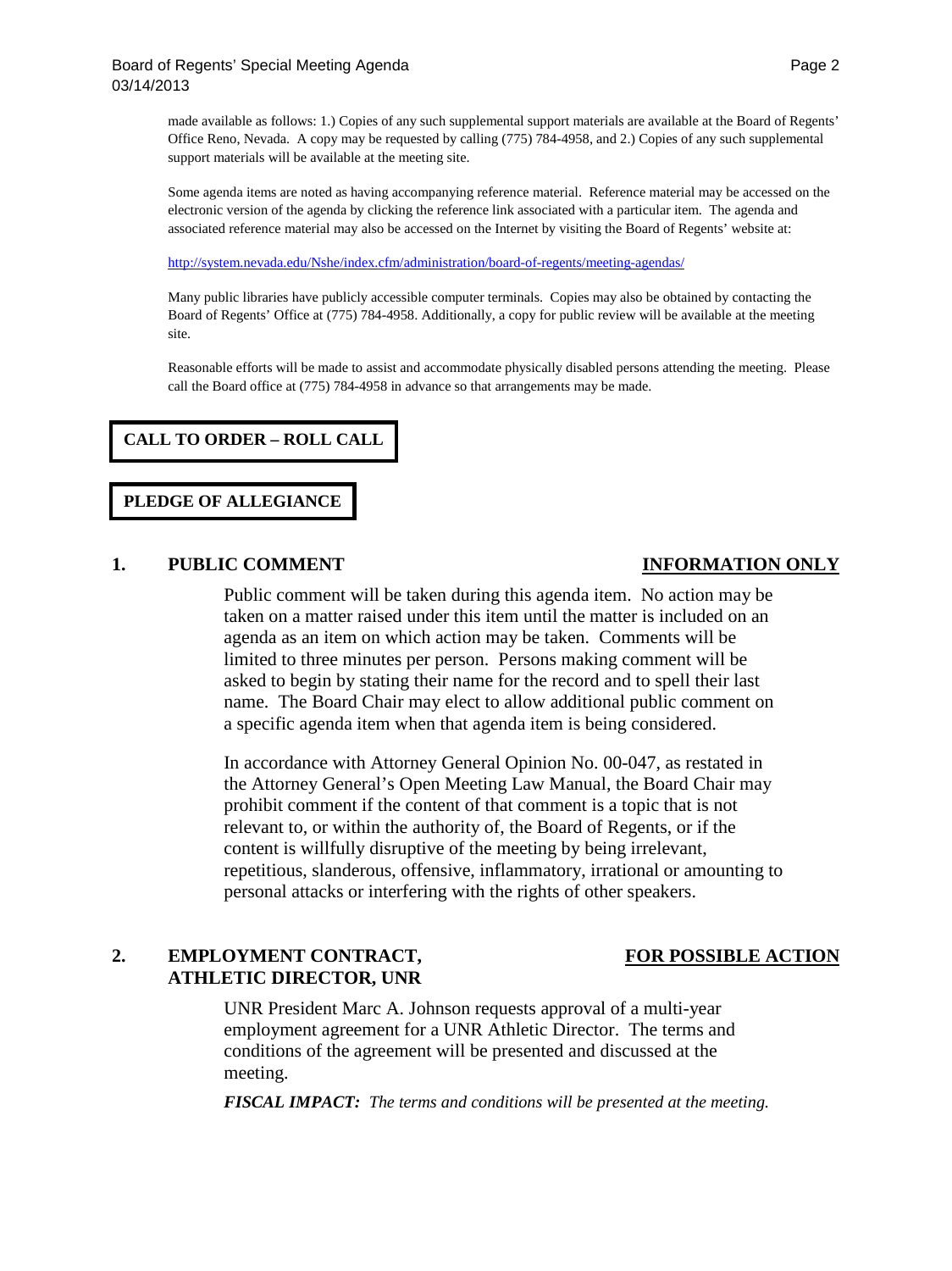made available as follows: 1.) Copies of any such supplemental support materials are available at the Board of Regents' Office Reno, Nevada. A copy may be requested by calling (775) 784-4958, and 2.) Copies of any such supplemental support materials will be available at the meeting site.

Some agenda items are noted as having accompanying reference material. Reference material may be accessed on the electronic version of the agenda by clicking the reference link associated with a particular item. The agenda and associated reference material may also be accessed on the Internet by visiting the Board of Regents' website at:

http://system.nevada.edu/Nshe/index.cfm/administration/board-of-regents/meeting-agendas/

Many public libraries have publicly accessible computer terminals. Copies may also be obtained by contacting the Board of Regents' Office at (775) 784-4958. Additionally, a copy for public review will be available at the meeting site.

Reasonable efforts will be made to assist and accommodate physically disabled persons attending the meeting. Please call the Board office at (775) 784-4958 in advance so that arrangements may be made.

**CALL TO ORDER – ROLL CALL**

**PLEDGE OF ALLEGIANCE**

## 1. PUBLIC COMMENT — INFORMATION ONLY

Public comment will be taken during this agenda item. No action may be taken on a matter raised under this item until the matter is included on an agenda as an item on which action may be taken. Comments will be limited to three minutes per person. Persons making comment will be asked to begin by stating their name for the record and to spell their last name. The Board Chair may elect to allow additional public comment on a specific agenda item when that agenda item is being considered.

In accordance with Attorney General Opinion No. 00-047, as restated in the Attorney General's Open Meeting Law Manual, the Board Chair may prohibit comment if the content of that comment is a topic that is not relevant to, or within the authority of, the Board of Regents, or if the content is willfully disruptive of the meeting by being irrelevant, repetitious, slanderous, offensive, inflammatory, irrational or amounting to personal attacks or interfering with the rights of other speakers.

## 2. EMPLOYMENT CONTRACT, ATHLETIC DIRECTOR, UNR — FOR POSSIBLE ACTION

UNR President Marc A. Johnson requests approval of a multi-year employment agreement for a UNR Athletic Director. The terms and conditions of the agreement will be presented and discussed at the meeting.

***FISCAL IMPACT:*** *The terms and conditions will be presented at the meeting.*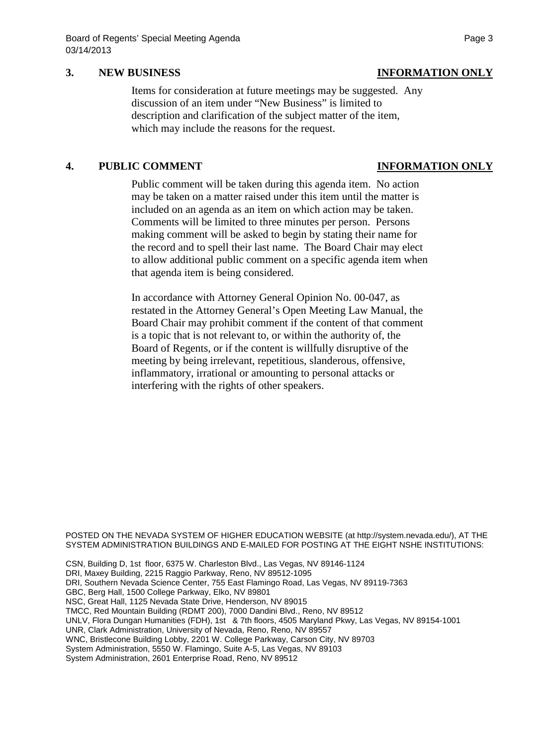## 3. NEW BUSINESS — INFORMATION ONLY

Items for consideration at future meetings may be suggested. Any discussion of an item under "New Business" is limited to description and clarification of the subject matter of the item, which may include the reasons for the request.

## 4. PUBLIC COMMENT — INFORMATION ONLY

Public comment will be taken during this agenda item. No action may be taken on a matter raised under this item until the matter is included on an agenda as an item on which action may be taken. Comments will be limited to three minutes per person. Persons making comment will be asked to begin by stating their name for the record and to spell their last name. The Board Chair may elect to allow additional public comment on a specific agenda item when that agenda item is being considered.

In accordance with Attorney General Opinion No. 00-047, as restated in the Attorney General's Open Meeting Law Manual, the Board Chair may prohibit comment if the content of that comment is a topic that is not relevant to, or within the authority of, the Board of Regents, or if the content is willfully disruptive of the meeting by being irrelevant, repetitious, slanderous, offensive, inflammatory, irrational or amounting to personal attacks or interfering with the rights of other speakers.

POSTED ON THE NEVADA SYSTEM OF HIGHER EDUCATION WEBSITE (at http://system.nevada.edu/), AT THE SYSTEM ADMINISTRATION BUILDINGS AND E-MAILED FOR POSTING AT THE EIGHT NSHE INSTITUTIONS:

CSN, Building D, 1st floor, 6375 W. Charleston Blvd., Las Vegas, NV 89146-1124
DRI, Maxey Building, 2215 Raggio Parkway, Reno, NV 89512-1095
DRI, Southern Nevada Science Center, 755 East Flamingo Road, Las Vegas, NV 89119-7363
GBC, Berg Hall, 1500 College Parkway, Elko, NV 89801
NSC, Great Hall, 1125 Nevada State Drive, Henderson, NV 89015
TMCC, Red Mountain Building (RDMT 200), 7000 Dandini Blvd., Reno, NV 89512
UNLV, Flora Dungan Humanities (FDH), 1st & 7th floors, 4505 Maryland Pkwy, Las Vegas, NV 89154-1001
UNR, Clark Administration, University of Nevada, Reno, Reno, NV 89557
WNC, Bristlecone Building Lobby, 2201 W. College Parkway, Carson City, NV 89703
System Administration, 5550 W. Flamingo, Suite A-5, Las Vegas, NV 89103
System Administration, 2601 Enterprise Road, Reno, NV 89512